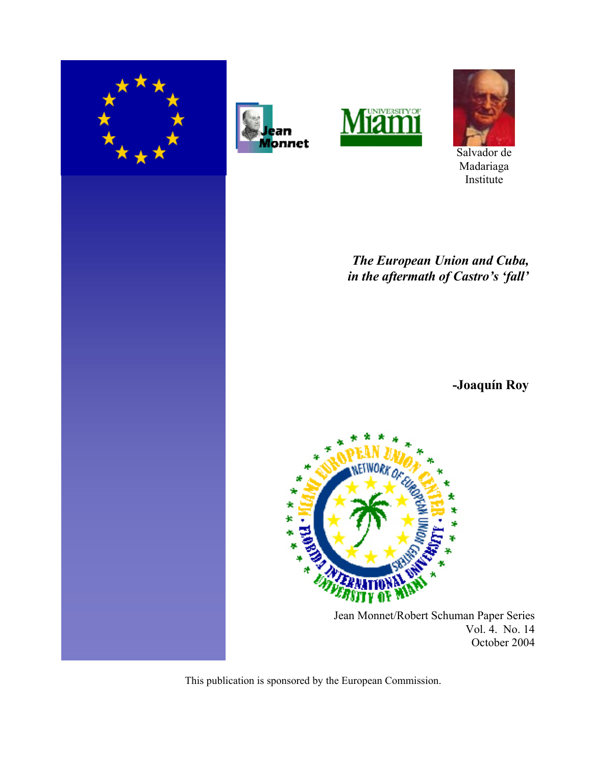Salvador de Madariaga Institute

# *The European Union and Cuba, in the aftermath of Castro's 'fall'*

**-Joaquín Roy**

Jean Monnet/Robert Schuman Paper Series
Vol. 4. No. 14
October 2004

This publication is sponsored by the European Commission.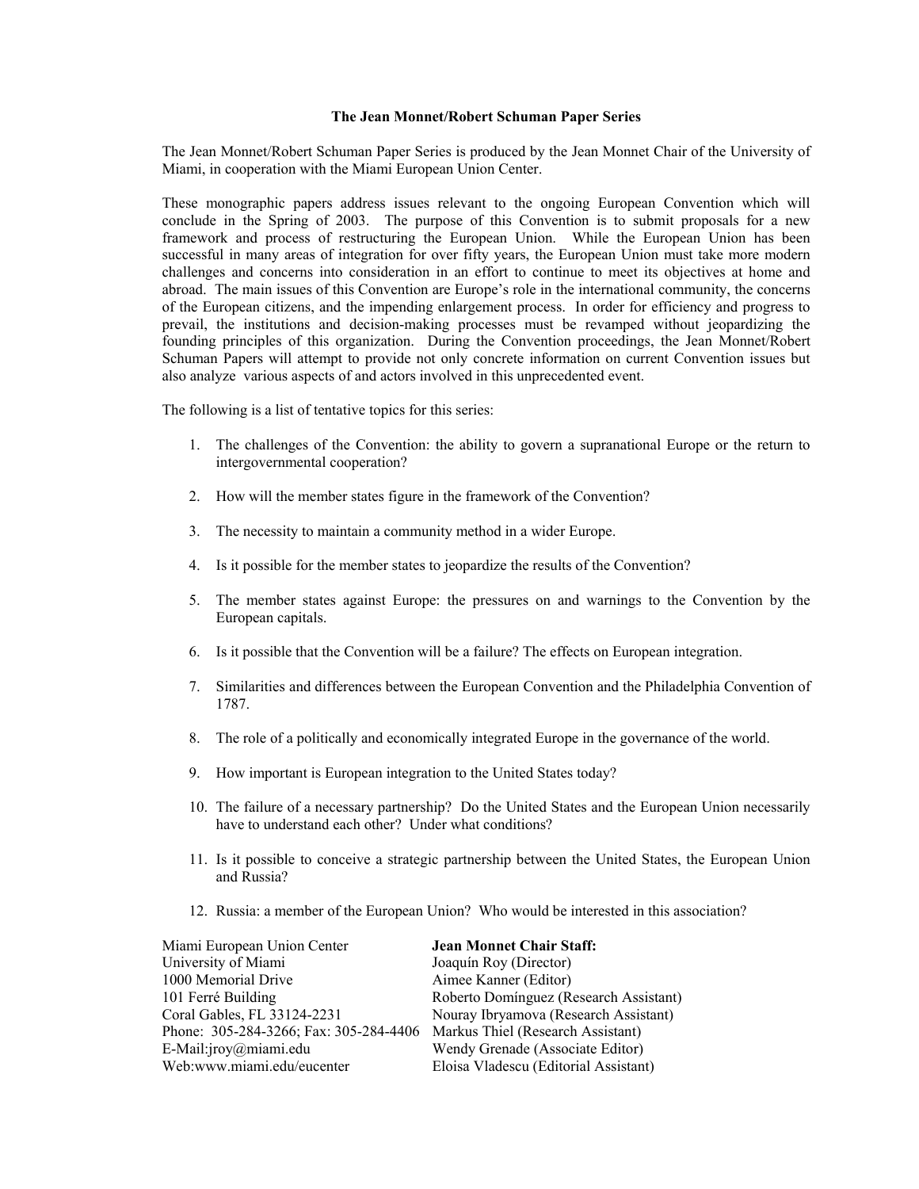### The Jean Monnet/Robert Schuman Paper Series

The Jean Monnet/Robert Schuman Paper Series is produced by the Jean Monnet Chair of the University of Miami, in cooperation with the Miami European Union Center.

These monographic papers address issues relevant to the ongoing European Convention which will conclude in the Spring of 2003. The purpose of this Convention is to submit proposals for a new framework and process of restructuring the European Union. While the European Union has been successful in many areas of integration for over fifty years, the European Union must take more modern challenges and concerns into consideration in an effort to continue to meet its objectives at home and abroad. The main issues of this Convention are Europe's role in the international community, the concerns of the European citizens, and the impending enlargement process. In order for efficiency and progress to prevail, the institutions and decision-making processes must be revamped without jeopardizing the founding principles of this organization. During the Convention proceedings, the Jean Monnet/Robert Schuman Papers will attempt to provide not only concrete information on current Convention issues but also analyze various aspects of and actors involved in this unprecedented event.

The following is a list of tentative topics for this series:

1. The challenges of the Convention: the ability to govern a supranational Europe or the return to intergovernmental cooperation?
2. How will the member states figure in the framework of the Convention?
3. The necessity to maintain a community method in a wider Europe.
4. Is it possible for the member states to jeopardize the results of the Convention?
5. The member states against Europe: the pressures on and warnings to the Convention by the European capitals.
6. Is it possible that the Convention will be a failure? The effects on European integration.
7. Similarities and differences between the European Convention and the Philadelphia Convention of 1787.
8. The role of a politically and economically integrated Europe in the governance of the world.
9. How important is European integration to the United States today?
10. The failure of a necessary partnership? Do the United States and the European Union necessarily have to understand each other? Under what conditions?
11. Is it possible to conceive a strategic partnership between the United States, the European Union and Russia?
12. Russia: a member of the European Union? Who would be interested in this association?

Miami European Union Center
University of Miami
1000 Memorial Drive
101 Ferré Building
Coral Gables, FL 33124-2231
Phone: 305-284-3266; Fax: 305-284-4406
E-Mail:jroy@miami.edu
Web:www.miami.edu/eucenter

**Jean Monnet Chair Staff:**
Joaquín Roy (Director)
Aimee Kanner (Editor)
Roberto Domínguez (Research Assistant)
Nouray Ibryamova (Research Assistant)
Markus Thiel (Research Assistant)
Wendy Grenade (Associate Editor)
Eloisa Vladescu (Editorial Assistant)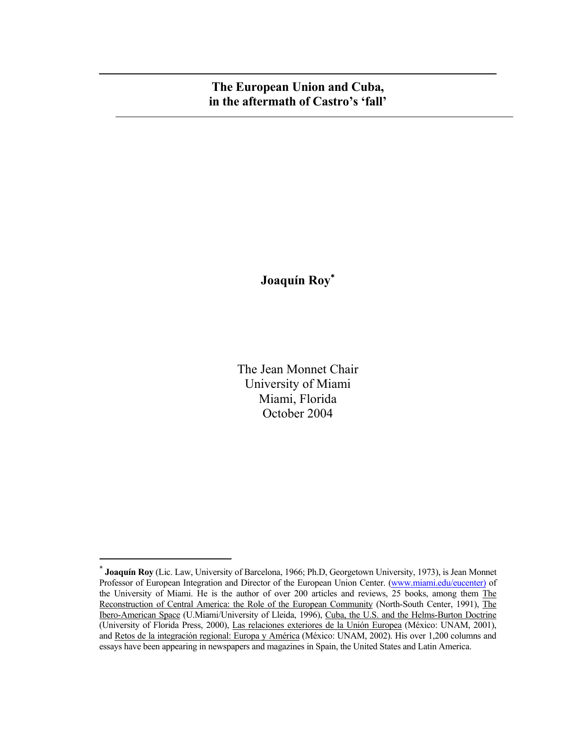# The European Union and Cuba, in the aftermath of Castro's 'fall'

**Joaquín Roy**[*]

The Jean Monnet Chair
University of Miami
Miami, Florida
October 2004

---

[*] **Joaquín Roy** (Lic. Law, University of Barcelona, 1966; Ph.D, Georgetown University, 1973), is Jean Monnet Professor of European Integration and Director of the European Union Center. (www.miami.edu/eucenter) of the University of Miami. He is the author of over 200 articles and reviews, 25 books, among them The Reconstruction of Central America: the Role of the European Community (North-South Center, 1991), The Ibero-American Space (U.Miami/University of Lleida, 1996), Cuba, the U.S. and the Helms-Burton Doctrine (University of Florida Press, 2000), Las relaciones exteriores de la Unión Europea (México: UNAM, 2001), and Retos de la integración regional: Europa y América (México: UNAM, 2002). His over 1,200 columns and essays have been appearing in newspapers and magazines in Spain, the United States and Latin America.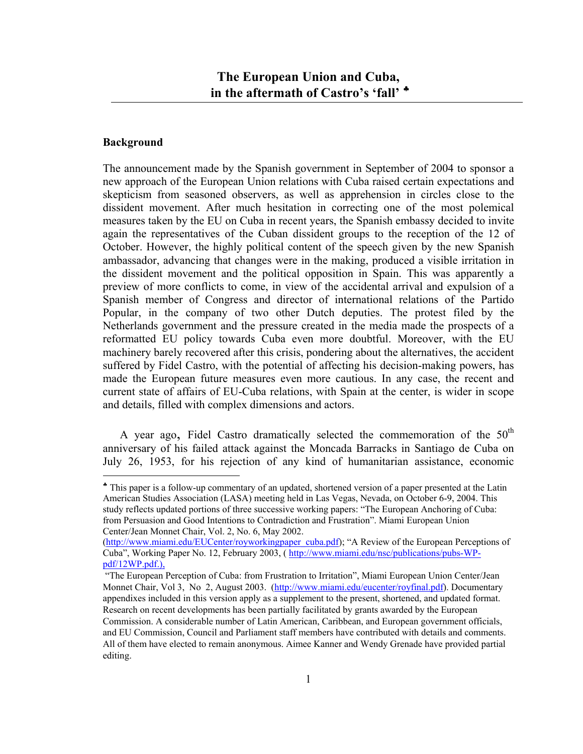# The European Union and Cuba, in the aftermath of Castro's 'fall' ♣

## Background

The announcement made by the Spanish government in September of 2004 to sponsor a new approach of the European Union relations with Cuba raised certain expectations and skepticism from seasoned observers, as well as apprehension in circles close to the dissident movement. After much hesitation in correcting one of the most polemical measures taken by the EU on Cuba in recent years, the Spanish embassy decided to invite again the representatives of the Cuban dissident groups to the reception of the 12 of October. However, the highly political content of the speech given by the new Spanish ambassador, advancing that changes were in the making, produced a visible irritation in the dissident movement and the political opposition in Spain. This was apparently a preview of more conflicts to come, in view of the accidental arrival and expulsion of a Spanish member of Congress and director of international relations of the Partido Popular, in the company of two other Dutch deputies. The protest filed by the Netherlands government and the pressure created in the media made the prospects of a reformatted EU policy towards Cuba even more doubtful. Moreover, with the EU machinery barely recovered after this crisis, pondering about the alternatives, the accident suffered by Fidel Castro, with the potential of affecting his decision-making powers, has made the European future measures even more cautious. In any case, the recent and current state of affairs of EU-Cuba relations, with Spain at the center, is wider in scope and details, filled with complex dimensions and actors.

A year ago, Fidel Castro dramatically selected the commemoration of the 50th anniversary of his failed attack against the Moncada Barracks in Santiago de Cuba on July 26, 1953, for his rejection of any kind of humanitarian assistance, economic

---

♣ This paper is a follow-up commentary of an updated, shortened version of a paper presented at the Latin American Studies Association (LASA) meeting held in Las Vegas, Nevada, on October 6-9, 2004. This study reflects updated portions of three successive working papers: "The European Anchoring of Cuba: from Persuasion and Good Intentions to Contradiction and Frustration". Miami European Union Center/Jean Monnet Chair, Vol. 2, No. 6, May 2002. (http://www.miami.edu/EUCenter/royworkingpaper_cuba.pdf); "A Review of the European Perceptions of Cuba", Working Paper No. 12, February 2003, ( http://www.miami.edu/nsc/publications/pubs-WP-pdf/12WP.pdf.),

"The European Perception of Cuba: from Frustration to Irritation", Miami European Union Center/Jean Monnet Chair, Vol 3, No 2, August 2003. (http://www.miami.edu/eucenter/royfinal.pdf). Documentary appendixes included in this version apply as a supplement to the present, shortened, and updated format. Research on recent developments has been partially facilitated by grants awarded by the European Commission. A considerable number of Latin American, Caribbean, and European government officials, and EU Commission, Council and Parliament staff members have contributed with details and comments. All of them have elected to remain anonymous. Aimee Kanner and Wendy Grenade have provided partial editing.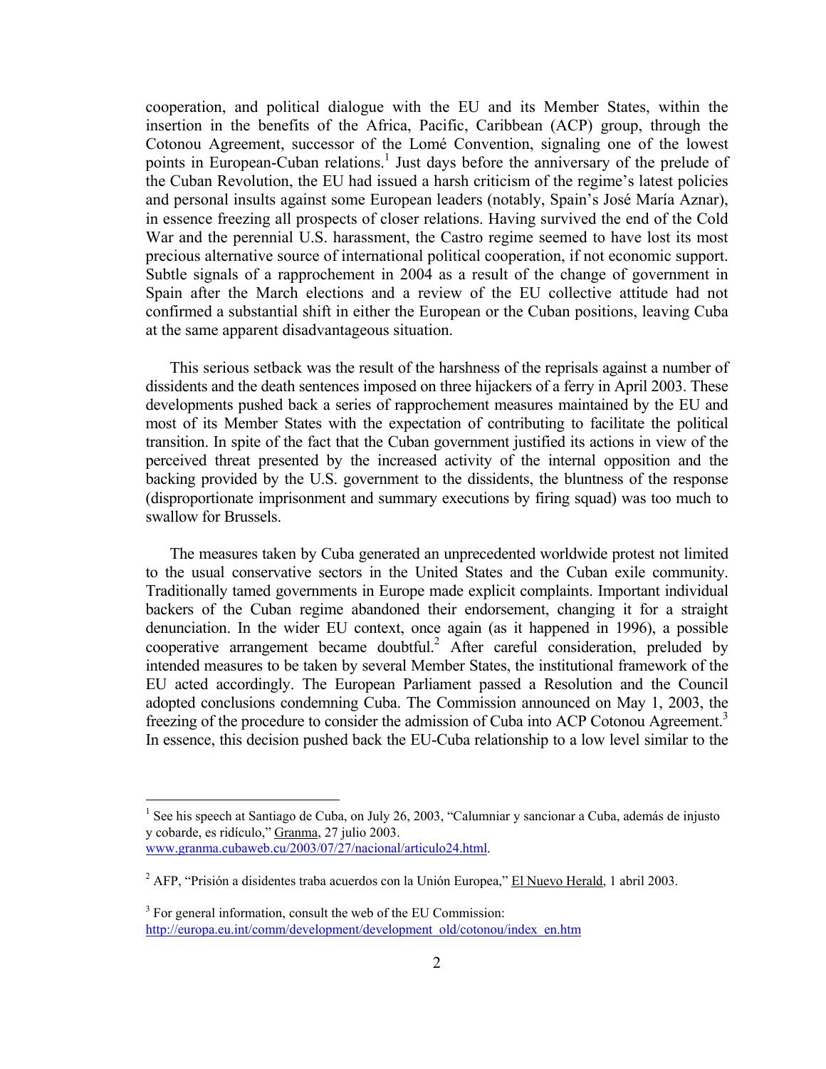cooperation, and political dialogue with the EU and its Member States, within the insertion in the benefits of the Africa, Pacific, Caribbean (ACP) group, through the Cotonou Agreement, successor of the Lomé Convention, signaling one of the lowest points in European-Cuban relations.[1] Just days before the anniversary of the prelude of the Cuban Revolution, the EU had issued a harsh criticism of the regime's latest policies and personal insults against some European leaders (notably, Spain's José María Aznar), in essence freezing all prospects of closer relations. Having survived the end of the Cold War and the perennial U.S. harassment, the Castro regime seemed to have lost its most precious alternative source of international political cooperation, if not economic support. Subtle signals of a rapprochement in 2004 as a result of the change of government in Spain after the March elections and a review of the EU collective attitude had not confirmed a substantial shift in either the European or the Cuban positions, leaving Cuba at the same apparent disadvantageous situation.

This serious setback was the result of the harshness of the reprisals against a number of dissidents and the death sentences imposed on three hijackers of a ferry in April 2003. These developments pushed back a series of rapprochement measures maintained by the EU and most of its Member States with the expectation of contributing to facilitate the political transition. In spite of the fact that the Cuban government justified its actions in view of the perceived threat presented by the increased activity of the internal opposition and the backing provided by the U.S. government to the dissidents, the bluntness of the response (disproportionate imprisonment and summary executions by firing squad) was too much to swallow for Brussels.

The measures taken by Cuba generated an unprecedented worldwide protest not limited to the usual conservative sectors in the United States and the Cuban exile community. Traditionally tamed governments in Europe made explicit complaints. Important individual backers of the Cuban regime abandoned their endorsement, changing it for a straight denunciation. In the wider EU context, once again (as it happened in 1996), a possible cooperative arrangement became doubtful.[2] After careful consideration, preluded by intended measures to be taken by several Member States, the institutional framework of the EU acted accordingly. The European Parliament passed a Resolution and the Council adopted conclusions condemning Cuba. The Commission announced on May 1, 2003, the freezing of the procedure to consider the admission of Cuba into ACP Cotonou Agreement.[3] In essence, this decision pushed back the EU-Cuba relationship to a low level similar to the

---

[1] See his speech at Santiago de Cuba, on July 26, 2003, "Calumniar y sancionar a Cuba, además de injusto y cobarde, es ridículo," Granma, 27 julio 2003. www.granma.cubaweb.cu/2003/07/27/nacional/articulo24.html.

[2] AFP, "Prisión a disidentes traba acuerdos con la Unión Europea," El Nuevo Herald, 1 abril 2003.

[3] For general information, consult the web of the EU Commission: http://europa.eu.int/comm/development/development_old/cotonou/index_en.htm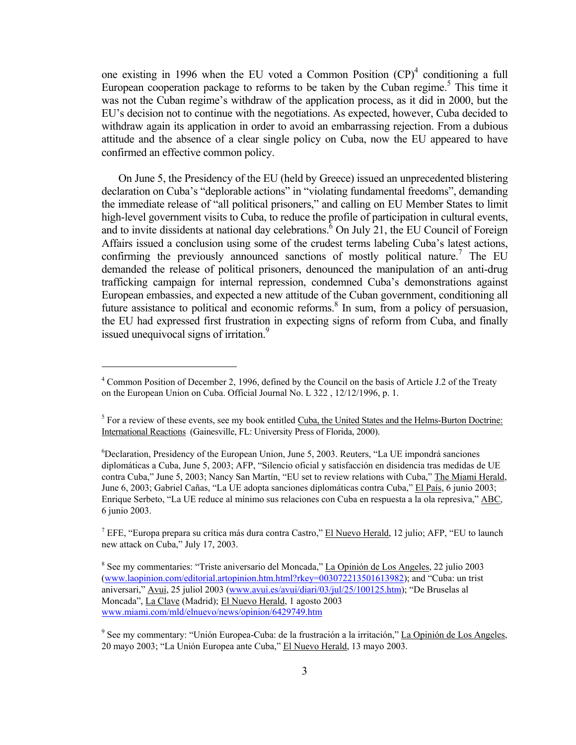one existing in 1996 when the EU voted a Common Position (CP)[4] conditioning a full European cooperation package to reforms to be taken by the Cuban regime.[5] This time it was not the Cuban regime's withdraw of the application process, as it did in 2000, but the EU's decision not to continue with the negotiations. As expected, however, Cuba decided to withdraw again its application in order to avoid an embarrassing rejection. From a dubious attitude and the absence of a clear single policy on Cuba, now the EU appeared to have confirmed an effective common policy.

On June 5, the Presidency of the EU (held by Greece) issued an unprecedented blistering declaration on Cuba's "deplorable actions" in "violating fundamental freedoms", demanding the immediate release of "all political prisoners," and calling on EU Member States to limit high-level government visits to Cuba, to reduce the profile of participation in cultural events, and to invite dissidents at national day celebrations.[6] On July 21, the EU Council of Foreign Affairs issued a conclusion using some of the crudest terms labeling Cuba's latest actions, confirming the previously announced sanctions of mostly political nature.[7] The EU demanded the release of political prisoners, denounced the manipulation of an anti-drug trafficking campaign for internal repression, condemned Cuba's demonstrations against European embassies, and expected a new attitude of the Cuban government, conditioning all future assistance to political and economic reforms.[8] In sum, from a policy of persuasion, the EU had expressed first frustration in expecting signs of reform from Cuba, and finally issued unequivocal signs of irritation.[9]

---

[4] Common Position of December 2, 1996, defined by the Council on the basis of Article J.2 of the Treaty on the European Union on Cuba. Official Journal No. L 322 , 12/12/1996, p. 1.

[5] For a review of these events, see my book entitled Cuba, the United States and the Helms-Burton Doctrine: International Reactions (Gainesville, FL: University Press of Florida, 2000).

[6] Declaration, Presidency of the European Union, June 5, 2003. Reuters, "La UE impondrá sanciones diplomáticas a Cuba, June 5, 2003; AFP, "Silencio oficial y satisfacción en disidencia tras medidas de UE contra Cuba," June 5, 2003; Nancy San Martín, "EU set to review relations with Cuba," The Miami Herald, June 6, 2003; Gabriel Cañas, "La UE adopta sanciones diplomáticas contra Cuba," El País, 6 junio 2003; Enrique Serbeto, "La UE reduce al mínimo sus relaciones con Cuba en respuesta a la ola represiva," ABC, 6 junio 2003.

[7] EFE, "Europa prepara su crítica más dura contra Castro," El Nuevo Herald, 12 julio; AFP, "EU to launch new attack on Cuba," July 17, 2003.

[8] See my commentaries: "Triste aniversario del Moncada," La Opinión de Los Angeles, 22 julio 2003 (www.laopinion.com/editorial.artopinion.htm.html?rkey=0030722135016139 82); and "Cuba: un trist aniversari," Avui, 25 juliol 2003 (www.avui.es/avui/diari/03/jul/25/100125.htm); "De Bruselas al Moncada", La Clave (Madrid); El Nuevo Herald, 1 agosto 2003 www.miami.com/mld/elnuevo/news/opinion/6429749.htm

[9] See my commentary: "Unión Europea-Cuba: de la frustración a la irritación," La Opinión de Los Angeles, 20 mayo 2003; "La Unión Europea ante Cuba," El Nuevo Herald, 13 mayo 2003.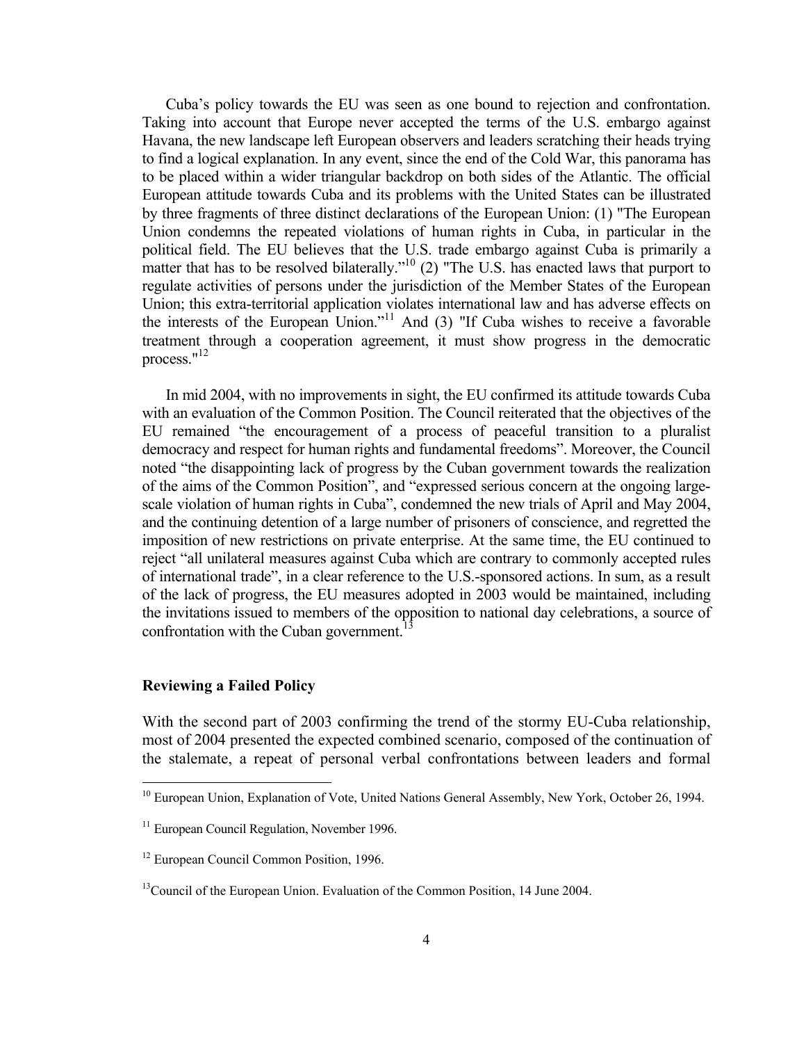Cuba's policy towards the EU was seen as one bound to rejection and confrontation. Taking into account that Europe never accepted the terms of the U.S. embargo against Havana, the new landscape left European observers and leaders scratching their heads trying to find a logical explanation. In any event, since the end of the Cold War, this panorama has to be placed within a wider triangular backdrop on both sides of the Atlantic. The official European attitude towards Cuba and its problems with the United States can be illustrated by three fragments of three distinct declarations of the European Union: (1) "The European Union condemns the repeated violations of human rights in Cuba, in particular in the political field. The EU believes that the U.S. trade embargo against Cuba is primarily a matter that has to be resolved bilaterally."[10] (2) "The U.S. has enacted laws that purport to regulate activities of persons under the jurisdiction of the Member States of the European Union; this extra-territorial application violates international law and has adverse effects on the interests of the European Union."[11] And (3) "If Cuba wishes to receive a favorable treatment through a cooperation agreement, it must show progress in the democratic process."[12]

In mid 2004, with no improvements in sight, the EU confirmed its attitude towards Cuba with an evaluation of the Common Position. The Council reiterated that the objectives of the EU remained "the encouragement of a process of peaceful transition to a pluralist democracy and respect for human rights and fundamental freedoms". Moreover, the Council noted "the disappointing lack of progress by the Cuban government towards the realization of the aims of the Common Position", and "expressed serious concern at the ongoing large-scale violation of human rights in Cuba", condemned the new trials of April and May 2004, and the continuing detention of a large number of prisoners of conscience, and regretted the imposition of new restrictions on private enterprise. At the same time, the EU continued to reject "all unilateral measures against Cuba which are contrary to commonly accepted rules of international trade", in a clear reference to the U.S.-sponsored actions. In sum, as a result of the lack of progress, the EU measures adopted in 2003 would be maintained, including the invitations issued to members of the opposition to national day celebrations, a source of confrontation with the Cuban government.[13]

## Reviewing a Failed Policy

With the second part of 2003 confirming the trend of the stormy EU-Cuba relationship, most of 2004 presented the expected combined scenario, composed of the continuation of the stalemate, a repeat of personal verbal confrontations between leaders and formal

---

[10] European Union, Explanation of Vote, United Nations General Assembly, New York, October 26, 1994.

[11] European Council Regulation, November 1996.

[12] European Council Common Position, 1996.

[13] Council of the European Union. Evaluation of the Common Position, 14 June 2004.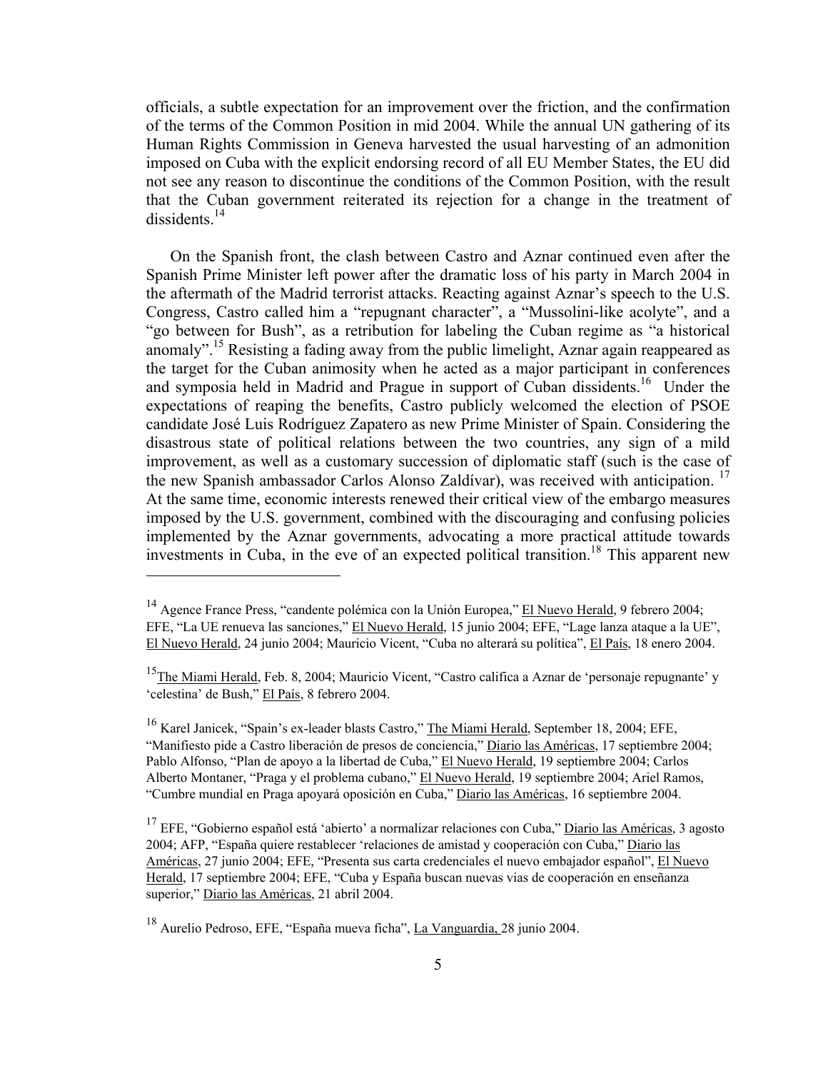officials, a subtle expectation for an improvement over the friction, and the confirmation of the terms of the Common Position in mid 2004. While the annual UN gathering of its Human Rights Commission in Geneva harvested the usual harvesting of an admonition imposed on Cuba with the explicit endorsing record of all EU Member States, the EU did not see any reason to discontinue the conditions of the Common Position, with the result that the Cuban government reiterated its rejection for a change in the treatment of dissidents.[14]

On the Spanish front, the clash between Castro and Aznar continued even after the Spanish Prime Minister left power after the dramatic loss of his party in March 2004 in the aftermath of the Madrid terrorist attacks. Reacting against Aznar's speech to the U.S. Congress, Castro called him a "repugnant character", a "Mussolini-like acolyte", and a "go between for Bush", as a retribution for labeling the Cuban regime as "a historical anomaly".[15] Resisting a fading away from the public limelight, Aznar again reappeared as the target for the Cuban animosity when he acted as a major participant in conferences and symposia held in Madrid and Prague in support of Cuban dissidents.[16] Under the expectations of reaping the benefits, Castro publicly welcomed the election of PSOE candidate José Luis Rodríguez Zapatero as new Prime Minister of Spain. Considering the disastrous state of political relations between the two countries, any sign of a mild improvement, as well as a customary succession of diplomatic staff (such is the case of the new Spanish ambassador Carlos Alonso Zaldívar), was received with anticipation.[17] At the same time, economic interests renewed their critical view of the embargo measures imposed by the U.S. government, combined with the discouraging and confusing policies implemented by the Aznar governments, advocating a more practical attitude towards investments in Cuba, in the eve of an expected political transition.[18] This apparent new

---

[14] Agence France Press, "candente polémica con la Unión Europea," El Nuevo Herald, 9 febrero 2004; EFE, "La UE renueva las sanciones," El Nuevo Herald, 15 junio 2004; EFE, "Lage lanza ataque a la UE", El Nuevo Herald, 24 junio 2004; Mauricio Vicent, "Cuba no alterará su política", El País, 18 enero 2004.

[15] The Miami Herald, Feb. 8, 2004; Mauricio Vicent, "Castro califica a Aznar de 'personaje repugnante' y 'celestina' de Bush," El País, 8 febrero 2004.

[16] Karel Janicek, "Spain's ex-leader blasts Castro," The Miami Herald, September 18, 2004; EFE, "Manifiesto pide a Castro liberación de presos de conciencia," Diario las Américas, 17 septiembre 2004; Pablo Alfonso, "Plan de apoyo a la libertad de Cuba," El Nuevo Herald, 19 septiembre 2004; Carlos Alberto Montaner, "Praga y el problema cubano," El Nuevo Herald, 19 septiembre 2004; Ariel Ramos, "Cumbre mundial en Praga apoyará oposición en Cuba," Diario las Américas, 16 septiembre 2004.

[17] EFE, "Gobierno español está 'abierto' a normalizar relaciones con Cuba," Diario las Américas, 3 agosto 2004; AFP, "España quiere restablecer 'relaciones de amistad y cooperación con Cuba," Diario las Américas, 27 junio 2004; EFE, "Presenta sus carta credenciales el nuevo embajador español", El Nuevo Herald, 17 septiembre 2004; EFE, "Cuba y España buscan nuevas vias de cooperación en enseñanza superior," Diario las Américas, 21 abril 2004.

[18] Aurelio Pedroso, EFE, "España mueva ficha", La Vanguardia, 28 junio 2004.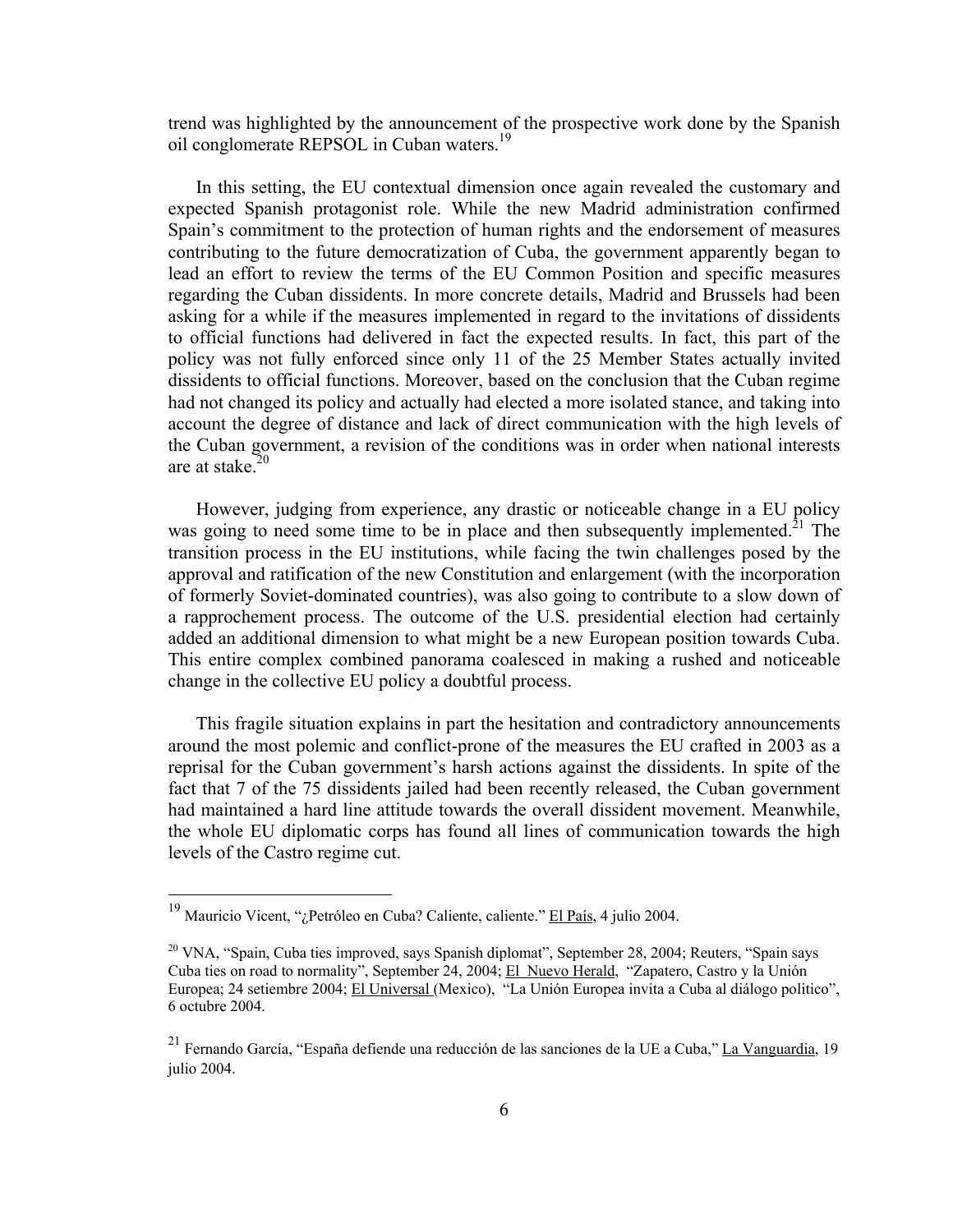trend was highlighted by the announcement of the prospective work done by the Spanish oil conglomerate REPSOL in Cuban waters.[19]

In this setting, the EU contextual dimension once again revealed the customary and expected Spanish protagonist role. While the new Madrid administration confirmed Spain's commitment to the protection of human rights and the endorsement of measures contributing to the future democratization of Cuba, the government apparently began to lead an effort to review the terms of the EU Common Position and specific measures regarding the Cuban dissidents. In more concrete details, Madrid and Brussels had been asking for a while if the measures implemented in regard to the invitations of dissidents to official functions had delivered in fact the expected results. In fact, this part of the policy was not fully enforced since only 11 of the 25 Member States actually invited dissidents to official functions. Moreover, based on the conclusion that the Cuban regime had not changed its policy and actually had elected a more isolated stance, and taking into account the degree of distance and lack of direct communication with the high levels of the Cuban government, a revision of the conditions was in order when national interests are at stake.[20]

However, judging from experience, any drastic or noticeable change in a EU policy was going to need some time to be in place and then subsequently implemented.[21] The transition process in the EU institutions, while facing the twin challenges posed by the approval and ratification of the new Constitution and enlargement (with the incorporation of formerly Soviet-dominated countries), was also going to contribute to a slow down of a rapprochement process. The outcome of the U.S. presidential election had certainly added an additional dimension to what might be a new European position towards Cuba. This entire complex combined panorama coalesced in making a rushed and noticeable change in the collective EU policy a doubtful process.

This fragile situation explains in part the hesitation and contradictory announcements around the most polemic and conflict-prone of the measures the EU crafted in 2003 as a reprisal for the Cuban government's harsh actions against the dissidents. In spite of the fact that 7 of the 75 dissidents jailed had been recently released, the Cuban government had maintained a hard line attitude towards the overall dissident movement. Meanwhile, the whole EU diplomatic corps has found all lines of communication towards the high levels of the Castro regime cut.

---

[19] Mauricio Vicent, "¿Petróleo en Cuba? Caliente, caliente." El País, 4 julio 2004.

[20] VNA, "Spain, Cuba ties improved, says Spanish diplomat", September 28, 2004; Reuters, "Spain says Cuba ties on road to normality", September 24, 2004; El Nuevo Herald, "Zapatero, Castro y la Unión Europea; 24 setiembre 2004; El Universal (Mexico), "La Unión Europea invita a Cuba al diálogo politico", 6 octubre 2004.

[21] Fernando García, "España defiende una reducción de las sanciones de la UE a Cuba," La Vanguardia, 19 julio 2004.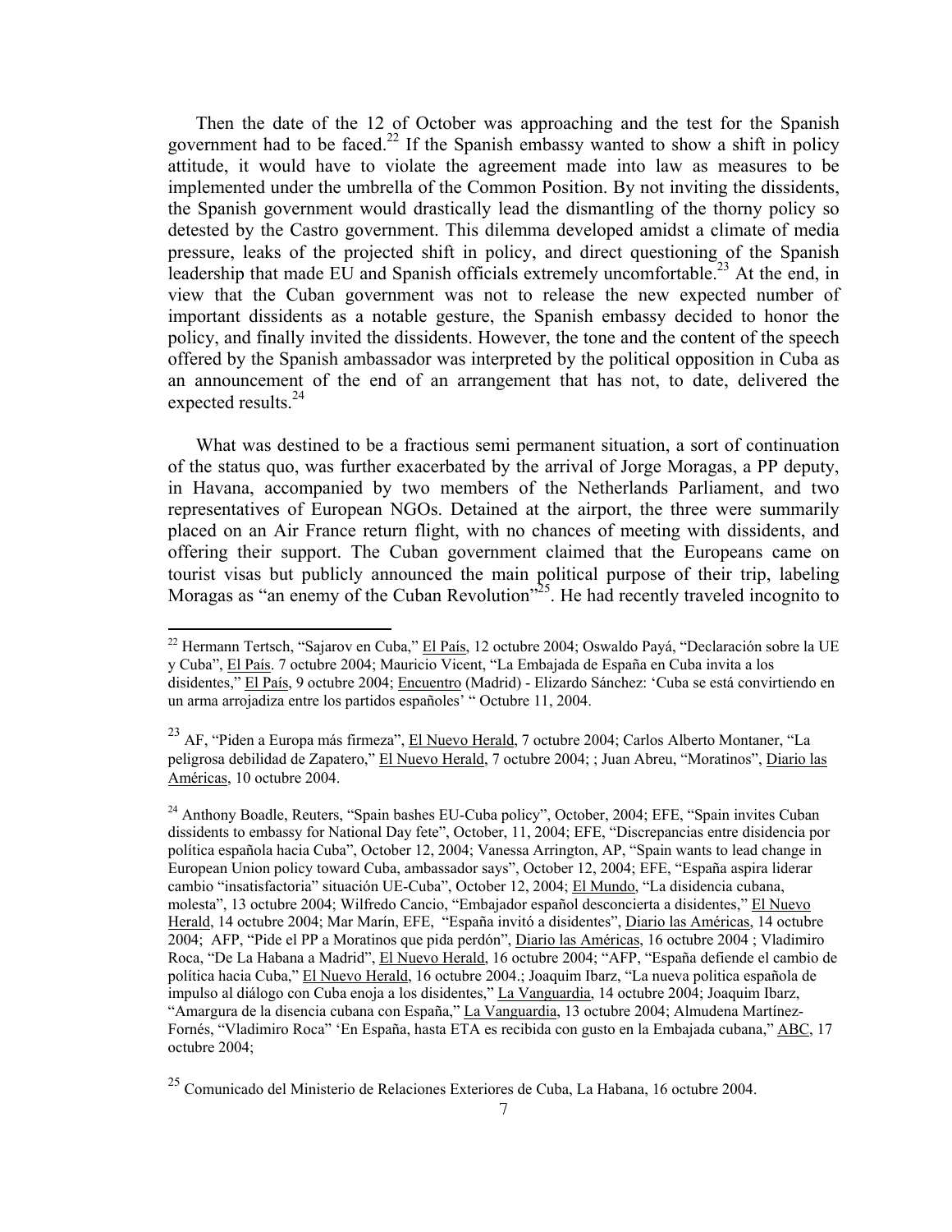Then the date of the 12 of October was approaching and the test for the Spanish government had to be faced.[22] If the Spanish embassy wanted to show a shift in policy attitude, it would have to violate the agreement made into law as measures to be implemented under the umbrella of the Common Position. By not inviting the dissidents, the Spanish government would drastically lead the dismantling of the thorny policy so detested by the Castro government. This dilemma developed amidst a climate of media pressure, leaks of the projected shift in policy, and direct questioning of the Spanish leadership that made EU and Spanish officials extremely uncomfortable.[23] At the end, in view that the Cuban government was not to release the new expected number of important dissidents as a notable gesture, the Spanish embassy decided to honor the policy, and finally invited the dissidents. However, the tone and the content of the speech offered by the Spanish ambassador was interpreted by the political opposition in Cuba as an announcement of the end of an arrangement that has not, to date, delivered the expected results.[24]

What was destined to be a fractious semi permanent situation, a sort of continuation of the status quo, was further exacerbated by the arrival of Jorge Moragas, a PP deputy, in Havana, accompanied by two members of the Netherlands Parliament, and two representatives of European NGOs. Detained at the airport, the three were summarily placed on an Air France return flight, with no chances of meeting with dissidents, and offering their support. The Cuban government claimed that the Europeans came on tourist visas but publicly announced the main political purpose of their trip, labeling Moragas as "an enemy of the Cuban Revolution"[25]. He had recently traveled incognito to

---

[22] Hermann Tertsch, "Sajarov en Cuba," El País, 12 octubre 2004; Oswaldo Payá, "Declaración sobre la UE y Cuba", El País. 7 octubre 2004; Mauricio Vicent, "La Embajada de España en Cuba invita a los disidentes," El País, 9 octubre 2004; Encuentro (Madrid) - Elizardo Sánchez: 'Cuba se está convirtiendo en un arma arrojadiza entre los partidos españoles' " Octubre 11, 2004.

[23] AF, "Piden a Europa más firmeza", El Nuevo Herald, 7 octubre 2004; Carlos Alberto Montaner, "La peligrosa debilidad de Zapatero," El Nuevo Herald, 7 octubre 2004; ; Juan Abreu, "Moratinos", Diario las Américas, 10 octubre 2004.

[24] Anthony Boadle, Reuters, "Spain bashes EU-Cuba policy", October, 2004; EFE, "Spain invites Cuban dissidents to embassy for National Day fete", October, 11, 2004; EFE, "Discrepancias entre disidencia por política española hacia Cuba", October 12, 2004; Vanessa Arrington, AP, "Spain wants to lead change in European Union policy toward Cuba, ambassador says", October 12, 2004; EFE, "España aspira liderar cambio "insatisfactoria" situación UE-Cuba", October 12, 2004; El Mundo, "La disidencia cubana, molesta", 13 octubre 2004; Wilfredo Cancio, "Embajador español desconcierta a disidentes," El Nuevo Herald, 14 octubre 2004; Mar Marín, EFE, "España invitó a disidentes", Diario las Américas, 14 octubre 2004; AFP, "Pide el PP a Moratinos que pida perdón", Diario las Américas, 16 octubre 2004 ; Vladimiro Roca, "De La Habana a Madrid", El Nuevo Herald, 16 octubre 2004; "AFP, "España defiende el cambio de política hacia Cuba," El Nuevo Herald, 16 octubre 2004.; Joaquim Ibarz, "La nueva politica española de impulso al diálogo con Cuba enoja a los disidentes," La Vanguardia, 14 octubre 2004; Joaquim Ibarz, "Amargura de la disencia cubana con España," La Vanguardia, 13 octubre 2004; Almudena Martínez-Fornés, "Vladimiro Roca" 'En España, hasta ETA es recibida con gusto en la Embajada cubana," ABC, 17 octubre 2004;

[25] Comunicado del Ministerio de Relaciones Exteriores de Cuba, La Habana, 16 octubre 2004.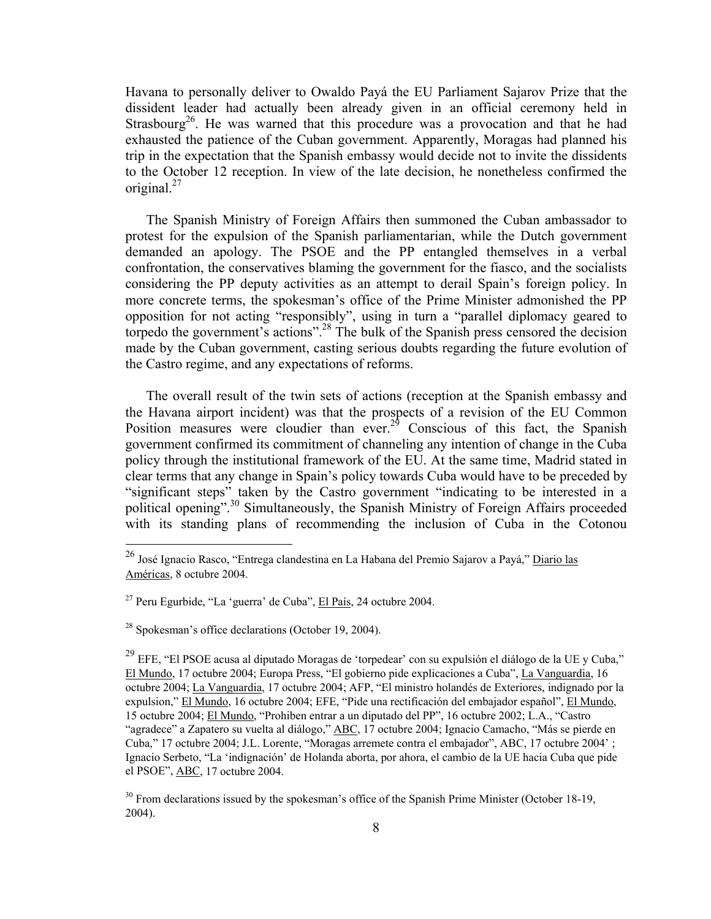Havana to personally deliver to Owaldo Payá the EU Parliament Sajarov Prize that the dissident leader had actually been already given in an official ceremony held in Strasbourg[26]. He was warned that this procedure was a provocation and that he had exhausted the patience of the Cuban government. Apparently, Moragas had planned his trip in the expectation that the Spanish embassy would decide not to invite the dissidents to the October 12 reception. In view of the late decision, he nonetheless confirmed the original.[27]

The Spanish Ministry of Foreign Affairs then summoned the Cuban ambassador to protest for the expulsion of the Spanish parliamentarian, while the Dutch government demanded an apology. The PSOE and the PP entangled themselves in a verbal confrontation, the conservatives blaming the government for the fiasco, and the socialists considering the PP deputy activities as an attempt to derail Spain's foreign policy. In more concrete terms, the spokesman's office of the Prime Minister admonished the PP opposition for not acting "responsibly", using in turn a "parallel diplomacy geared to torpedo the government's actions".[28] The bulk of the Spanish press censored the decision made by the Cuban government, casting serious doubts regarding the future evolution of the Castro regime, and any expectations of reforms.

The overall result of the twin sets of actions (reception at the Spanish embassy and the Havana airport incident) was that the prospects of a revision of the EU Common Position measures were cloudier than ever.[29] Conscious of this fact, the Spanish government confirmed its commitment of channeling any intention of change in the Cuba policy through the institutional framework of the EU. At the same time, Madrid stated in clear terms that any change in Spain's policy towards Cuba would have to be preceded by "significant steps" taken by the Castro government "indicating to be interested in a political opening".[30] Simultaneously, the Spanish Ministry of Foreign Affairs proceeded with its standing plans of recommending the inclusion of Cuba in the Cotonou

---

[26] José Ignacio Rasco, "Entrega clandestina en La Habana del Premio Sajarov a Payá," Diario las Américas, 8 octubre 2004.

[27] Peru Egurbide, "La 'guerra' de Cuba", El País, 24 octubre 2004.

[28] Spokesman's office declarations (October 19, 2004).

[29] EFE, "El PSOE acusa al diputado Moragas de 'torpedear' con su expulsión el diálogo de la UE y Cuba," El Mundo, 17 octubre 2004; Europa Press, "El gobierno pide explicaciones a Cuba", La Vanguardia, 16 octubre 2004; La Vanguardia, 17 octubre 2004; AFP, "El ministro holandés de Exteriores, indignado por la expulsion," El Mundo, 16 octubre 2004; EFE, "Pide una rectificación del embajador español", El Mundo, 15 octubre 2004; El Mundo, "Prohiben entrar a un diputado del PP", 16 octubre 2002; L.A., "Castro "agradece" a Zapatero su vuelta al diálogo," ABC, 17 octubre 2004; Ignacio Camacho, "Más se pierde en Cuba," 17 octubre 2004; J.L. Lorente, "Moragas arremete contra el embajador", ABC, 17 octubre 2004' ; Ignacio Serbeto, "La 'indignación' de Holanda aborta, por ahora, el cambio de la UE hacia Cuba que pide el PSOE", ABC, 17 octubre 2004.

[30] From declarations issued by the spokesman's office of the Spanish Prime Minister (October 18-19, 2004).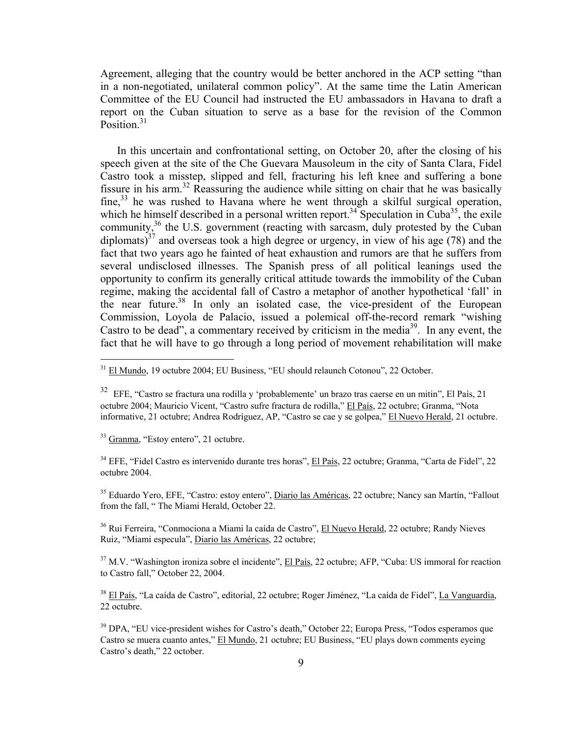Agreement, alleging that the country would be better anchored in the ACP setting "than in a non-negotiated, unilateral common policy". At the same time the Latin American Committee of the EU Council had instructed the EU ambassadors in Havana to draft a report on the Cuban situation to serve as a base for the revision of the Common Position.[31]

In this uncertain and confrontational setting, on October 20, after the closing of his speech given at the site of the Che Guevara Mausoleum in the city of Santa Clara, Fidel Castro took a misstep, slipped and fell, fracturing his left knee and suffering a bone fissure in his arm.[32] Reassuring the audience while sitting on chair that he was basically fine,[33] he was rushed to Havana where he went through a skilful surgical operation, which he himself described in a personal written report.[34] Speculation in Cuba[35], the exile community,[36] the U.S. government (reacting with sarcasm, duly protested by the Cuban diplomats)[37] and overseas took a high degree or urgency, in view of his age (78) and the fact that two years ago he fainted of heat exhaustion and rumors are that he suffers from several undisclosed illnesses. The Spanish press of all political leanings used the opportunity to confirm its generally critical attitude towards the immobility of the Cuban regime, making the accidental fall of Castro a metaphor of another hypothetical 'fall' in the near future.[38] In only an isolated case, the vice-president of the European Commission, Loyola de Palacio, issued a polemical off-the-record remark "wishing Castro to be dead", a commentary received by criticism in the media[39]. In any event, the fact that he will have to go through a long period of movement rehabilitation will make

---

[31] El Mundo, 19 octubre 2004; EU Business, "EU should relaunch Cotonou", 22 October.

[32] EFE, "Castro se fractura una rodilla y 'probablemente' un brazo tras caerse en un mitin", El País, 21 octubre 2004; Mauricio Vicent, "Castro sufre fractura de rodilla," El País, 22 octubre; Granma, "Nota informative, 21 octubre; Andrea Rodríguez, AP, "Castro se cae y se golpea," El Nuevo Herald, 21 octubre.

[33] Granma, "Estoy entero", 21 octubre.

[34] EFE, "Fidel Castro es intervenido durante tres horas", El País, 22 octubre; Granma, "Carta de Fidel", 22 octubre 2004.

[35] Eduardo Yero, EFE, "Castro: estoy entero", Diario las Américas, 22 octubre; Nancy san Martín, "Fallout from the fall, " The Miami Herald, October 22.

[36] Rui Ferreira, "Conmociona a Miami la caída de Castro", El Nuevo Herald, 22 octubre; Randy Nieves Ruiz, "Miami especula", Diario las Américas, 22 octubre;

[37] M.V. "Washington ironiza sobre el incidente", El País, 22 octubre; AFP, "Cuba: US immoral for reaction to Castro fall," October 22, 2004.

[38] El País, "La caída de Castro", editorial, 22 octubre; Roger Jiménez, "La caída de Fidel", La Vanguardia, 22 octubre.

[39] DPA, "EU vice-president wishes for Castro's death," October 22; Europa Press, "Todos esperamos que Castro se muera cuanto antes," El Mundo, 21 octubre; EU Business, "EU plays down comments eyeing Castro's death," 22 october.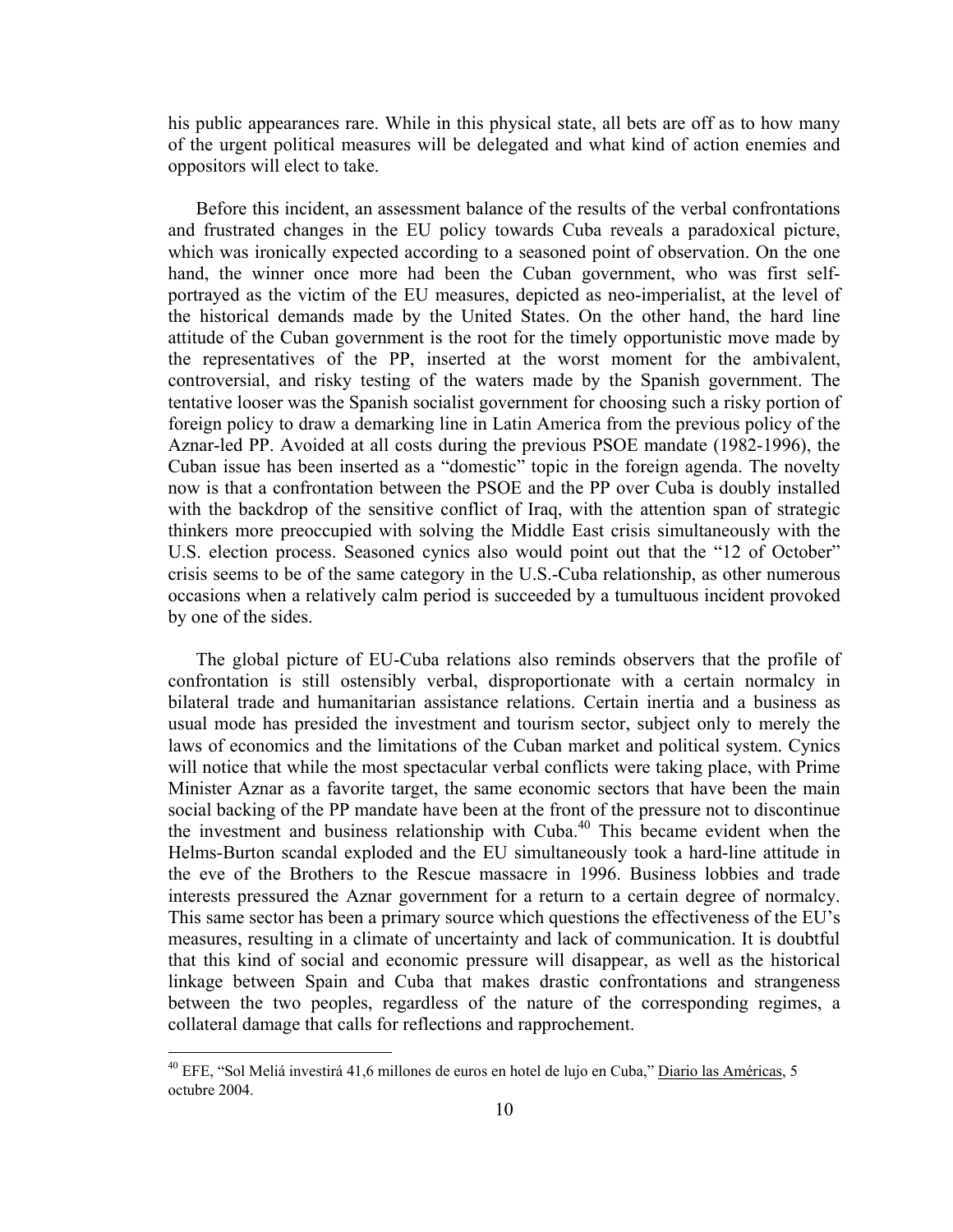his public appearances rare. While in this physical state, all bets are off as to how many of the urgent political measures will be delegated and what kind of action enemies and oppositors will elect to take.

Before this incident, an assessment balance of the results of the verbal confrontations and frustrated changes in the EU policy towards Cuba reveals a paradoxical picture, which was ironically expected according to a seasoned point of observation. On the one hand, the winner once more had been the Cuban government, who was first self-portrayed as the victim of the EU measures, depicted as neo-imperialist, at the level of the historical demands made by the United States. On the other hand, the hard line attitude of the Cuban government is the root for the timely opportunistic move made by the representatives of the PP, inserted at the worst moment for the ambivalent, controversial, and risky testing of the waters made by the Spanish government. The tentative looser was the Spanish socialist government for choosing such a risky portion of foreign policy to draw a demarking line in Latin America from the previous policy of the Aznar-led PP. Avoided at all costs during the previous PSOE mandate (1982-1996), the Cuban issue has been inserted as a "domestic" topic in the foreign agenda. The novelty now is that a confrontation between the PSOE and the PP over Cuba is doubly installed with the backdrop of the sensitive conflict of Iraq, with the attention span of strategic thinkers more preoccupied with solving the Middle East crisis simultaneously with the U.S. election process. Seasoned cynics also would point out that the "12 of October" crisis seems to be of the same category in the U.S.-Cuba relationship, as other numerous occasions when a relatively calm period is succeeded by a tumultuous incident provoked by one of the sides.

The global picture of EU-Cuba relations also reminds observers that the profile of confrontation is still ostensibly verbal, disproportionate with a certain normalcy in bilateral trade and humanitarian assistance relations. Certain inertia and a business as usual mode has presided the investment and tourism sector, subject only to merely the laws of economics and the limitations of the Cuban market and political system. Cynics will notice that while the most spectacular verbal conflicts were taking place, with Prime Minister Aznar as a favorite target, the same economic sectors that have been the main social backing of the PP mandate have been at the front of the pressure not to discontinue the investment and business relationship with Cuba.[40] This became evident when the Helms-Burton scandal exploded and the EU simultaneously took a hard-line attitude in the eve of the Brothers to the Rescue massacre in 1996. Business lobbies and trade interests pressured the Aznar government for a return to a certain degree of normalcy. This same sector has been a primary source which questions the effectiveness of the EU's measures, resulting in a climate of uncertainty and lack of communication. It is doubtful that this kind of social and economic pressure will disappear, as well as the historical linkage between Spain and Cuba that makes drastic confrontations and strangeness between the two peoples, regardless of the nature of the corresponding regimes, a collateral damage that calls for reflections and rapprochement.

---

[40] EFE, "Sol Meliá investirá 41,6 millones de euros en hotel de lujo en Cuba," Diario las Américas, 5 octubre 2004.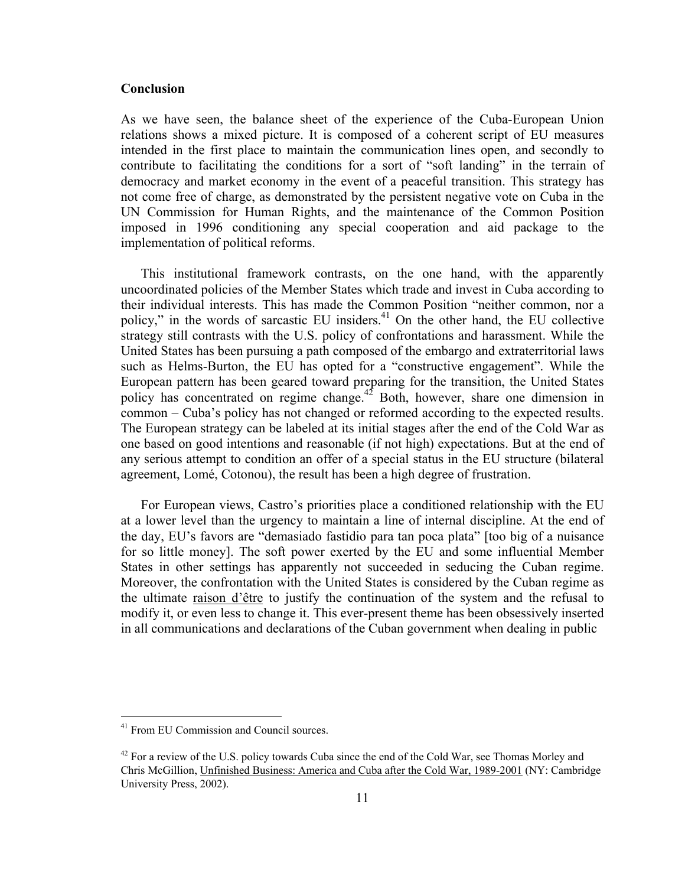## Conclusion

As we have seen, the balance sheet of the experience of the Cuba-European Union relations shows a mixed picture. It is composed of a coherent script of EU measures intended in the first place to maintain the communication lines open, and secondly to contribute to facilitating the conditions for a sort of "soft landing" in the terrain of democracy and market economy in the event of a peaceful transition. This strategy has not come free of charge, as demonstrated by the persistent negative vote on Cuba in the UN Commission for Human Rights, and the maintenance of the Common Position imposed in 1996 conditioning any special cooperation and aid package to the implementation of political reforms.

This institutional framework contrasts, on the one hand, with the apparently uncoordinated policies of the Member States which trade and invest in Cuba according to their individual interests. This has made the Common Position "neither common, nor a policy," in the words of sarcastic EU insiders.[41] On the other hand, the EU collective strategy still contrasts with the U.S. policy of confrontations and harassment. While the United States has been pursuing a path composed of the embargo and extraterritorial laws such as Helms-Burton, the EU has opted for a "constructive engagement". While the European pattern has been geared toward preparing for the transition, the United States policy has concentrated on regime change.[42] Both, however, share one dimension in common – Cuba's policy has not changed or reformed according to the expected results. The European strategy can be labeled at its initial stages after the end of the Cold War as one based on good intentions and reasonable (if not high) expectations. But at the end of any serious attempt to condition an offer of a special status in the EU structure (bilateral agreement, Lomé, Cotonou), the result has been a high degree of frustration.

For European views, Castro's priorities place a conditioned relationship with the EU at a lower level than the urgency to maintain a line of internal discipline. At the end of the day, EU's favors are "demasiado fastidio para tan poca plata" [too big of a nuisance for so little money]. The soft power exerted by the EU and some influential Member States in other settings has apparently not succeeded in seducing the Cuban regime. Moreover, the confrontation with the United States is considered by the Cuban regime as the ultimate raison d'être to justify the continuation of the system and the refusal to modify it, or even less to change it. This ever-present theme has been obsessively inserted in all communications and declarations of the Cuban government when dealing in public

---

[41] From EU Commission and Council sources.

[42] For a review of the U.S. policy towards Cuba since the end of the Cold War, see Thomas Morley and Chris McGillion, Unfinished Business: America and Cuba after the Cold War, 1989-2001 (NY: Cambridge University Press, 2002).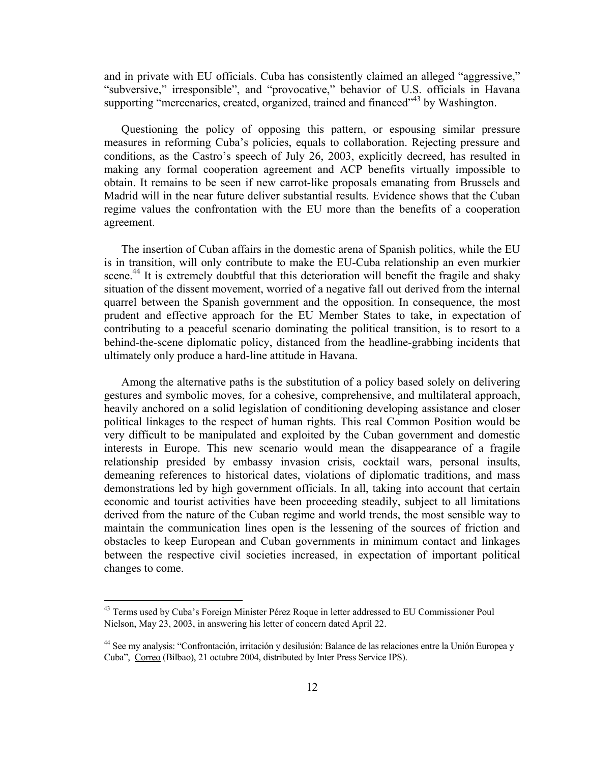and in private with EU officials. Cuba has consistently claimed an alleged "aggressive," "subversive," irresponsible", and "provocative," behavior of U.S. officials in Havana supporting "mercenaries, created, organized, trained and financed"[43] by Washington.

Questioning the policy of opposing this pattern, or espousing similar pressure measures in reforming Cuba's policies, equals to collaboration. Rejecting pressure and conditions, as the Castro's speech of July 26, 2003, explicitly decreed, has resulted in making any formal cooperation agreement and ACP benefits virtually impossible to obtain. It remains to be seen if new carrot-like proposals emanating from Brussels and Madrid will in the near future deliver substantial results. Evidence shows that the Cuban regime values the confrontation with the EU more than the benefits of a cooperation agreement.

The insertion of Cuban affairs in the domestic arena of Spanish politics, while the EU is in transition, will only contribute to make the EU-Cuba relationship an even murkier scene.[44] It is extremely doubtful that this deterioration will benefit the fragile and shaky situation of the dissent movement, worried of a negative fall out derived from the internal quarrel between the Spanish government and the opposition. In consequence, the most prudent and effective approach for the EU Member States to take, in expectation of contributing to a peaceful scenario dominating the political transition, is to resort to a behind-the-scene diplomatic policy, distanced from the headline-grabbing incidents that ultimately only produce a hard-line attitude in Havana.

Among the alternative paths is the substitution of a policy based solely on delivering gestures and symbolic moves, for a cohesive, comprehensive, and multilateral approach, heavily anchored on a solid legislation of conditioning developing assistance and closer political linkages to the respect of human rights. This real Common Position would be very difficult to be manipulated and exploited by the Cuban government and domestic interests in Europe. This new scenario would mean the disappearance of a fragile relationship presided by embassy invasion crisis, cocktail wars, personal insults, demeaning references to historical dates, violations of diplomatic traditions, and mass demonstrations led by high government officials. In all, taking into account that certain economic and tourist activities have been proceeding steadily, subject to all limitations derived from the nature of the Cuban regime and world trends, the most sensible way to maintain the communication lines open is the lessening of the sources of friction and obstacles to keep European and Cuban governments in minimum contact and linkages between the respective civil societies increased, in expectation of important political changes to come.

---

[43] Terms used by Cuba's Foreign Minister Pérez Roque in letter addressed to EU Commissioner Poul Nielson, May 23, 2003, in answering his letter of concern dated April 22.

[44] See my analysis: "Confrontación, irritación y desilusión: Balance de las relaciones entre la Unión Europea y Cuba", Correo (Bilbao), 21 octubre 2004, distributed by Inter Press Service IPS).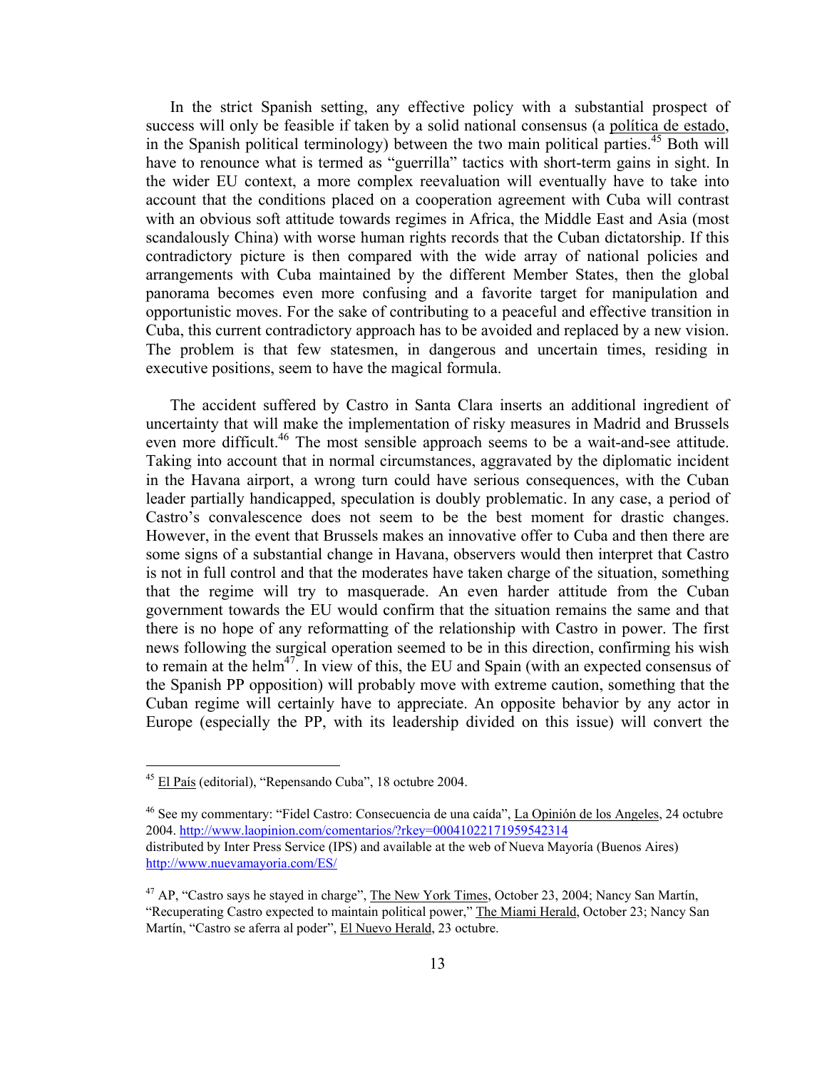In the strict Spanish setting, any effective policy with a substantial prospect of success will only be feasible if taken by a solid national consensus (a política de estado, in the Spanish political terminology) between the two main political parties.[45] Both will have to renounce what is termed as "guerrilla" tactics with short-term gains in sight. In the wider EU context, a more complex reevaluation will eventually have to take into account that the conditions placed on a cooperation agreement with Cuba will contrast with an obvious soft attitude towards regimes in Africa, the Middle East and Asia (most scandalously China) with worse human rights records that the Cuban dictatorship. If this contradictory picture is then compared with the wide array of national policies and arrangements with Cuba maintained by the different Member States, then the global panorama becomes even more confusing and a favorite target for manipulation and opportunistic moves. For the sake of contributing to a peaceful and effective transition in Cuba, this current contradictory approach has to be avoided and replaced by a new vision. The problem is that few statesmen, in dangerous and uncertain times, residing in executive positions, seem to have the magical formula.

The accident suffered by Castro in Santa Clara inserts an additional ingredient of uncertainty that will make the implementation of risky measures in Madrid and Brussels even more difficult.[46] The most sensible approach seems to be a wait-and-see attitude. Taking into account that in normal circumstances, aggravated by the diplomatic incident in the Havana airport, a wrong turn could have serious consequences, with the Cuban leader partially handicapped, speculation is doubly problematic. In any case, a period of Castro's convalescence does not seem to be the best moment for drastic changes. However, in the event that Brussels makes an innovative offer to Cuba and then there are some signs of a substantial change in Havana, observers would then interpret that Castro is not in full control and that the moderates have taken charge of the situation, something that the regime will try to masquerade. An even harder attitude from the Cuban government towards the EU would confirm that the situation remains the same and that there is no hope of any reformatting of the relationship with Castro in power. The first news following the surgical operation seemed to be in this direction, confirming his wish to remain at the helm[47]. In view of this, the EU and Spain (with an expected consensus of the Spanish PP opposition) will probably move with extreme caution, something that the Cuban regime will certainly have to appreciate. An opposite behavior by any actor in Europe (especially the PP, with its leadership divided on this issue) will convert the

---

[45] El País (editorial), "Repensando Cuba", 18 octubre 2004.

[46] See my commentary: "Fidel Castro: Consecuencia de una caída", La Opinión de los Angeles, 24 octubre 2004. http://www.laopinion.com/comentarios/?rkey=00041022171959542314 distributed by Inter Press Service (IPS) and available at the web of Nueva Mayoría (Buenos Aires) http://www.nuevamayoria.com/ES/

[47] AP, "Castro says he stayed in charge", The New York Times, October 23, 2004; Nancy San Martín, "Recuperating Castro expected to maintain political power," The Miami Herald, October 23; Nancy San Martín, "Castro se aferra al poder", El Nuevo Herald, 23 octubre.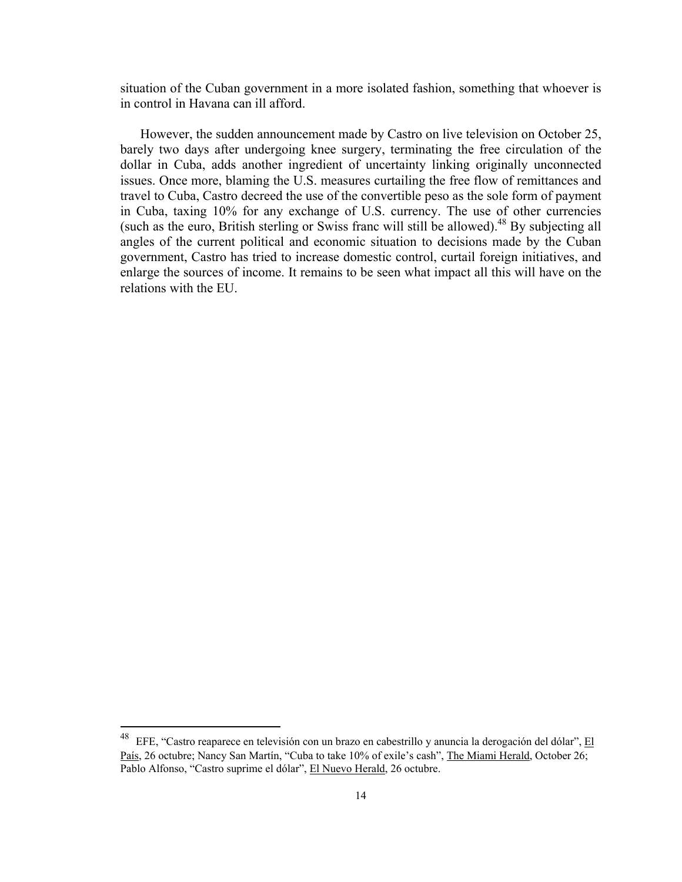situation of the Cuban government in a more isolated fashion, something that whoever is in control in Havana can ill afford.

However, the sudden announcement made by Castro on live television on October 25, barely two days after undergoing knee surgery, terminating the free circulation of the dollar in Cuba, adds another ingredient of uncertainty linking originally unconnected issues. Once more, blaming the U.S. measures curtailing the free flow of remittances and travel to Cuba, Castro decreed the use of the convertible peso as the sole form of payment in Cuba, taxing 10% for any exchange of U.S. currency. The use of other currencies (such as the euro, British sterling or Swiss franc will still be allowed).[48] By subjecting all angles of the current political and economic situation to decisions made by the Cuban government, Castro has tried to increase domestic control, curtail foreign initiatives, and enlarge the sources of income. It remains to be seen what impact all this will have on the relations with the EU.

---

[48] EFE, "Castro reaparece en televisión con un brazo en cabestrillo y anuncia la derogación del dólar", El País, 26 octubre; Nancy San Martín, "Cuba to take 10% of exile's cash", The Miami Herald, October 26; Pablo Alfonso, "Castro suprime el dólar", El Nuevo Herald, 26 octubre.